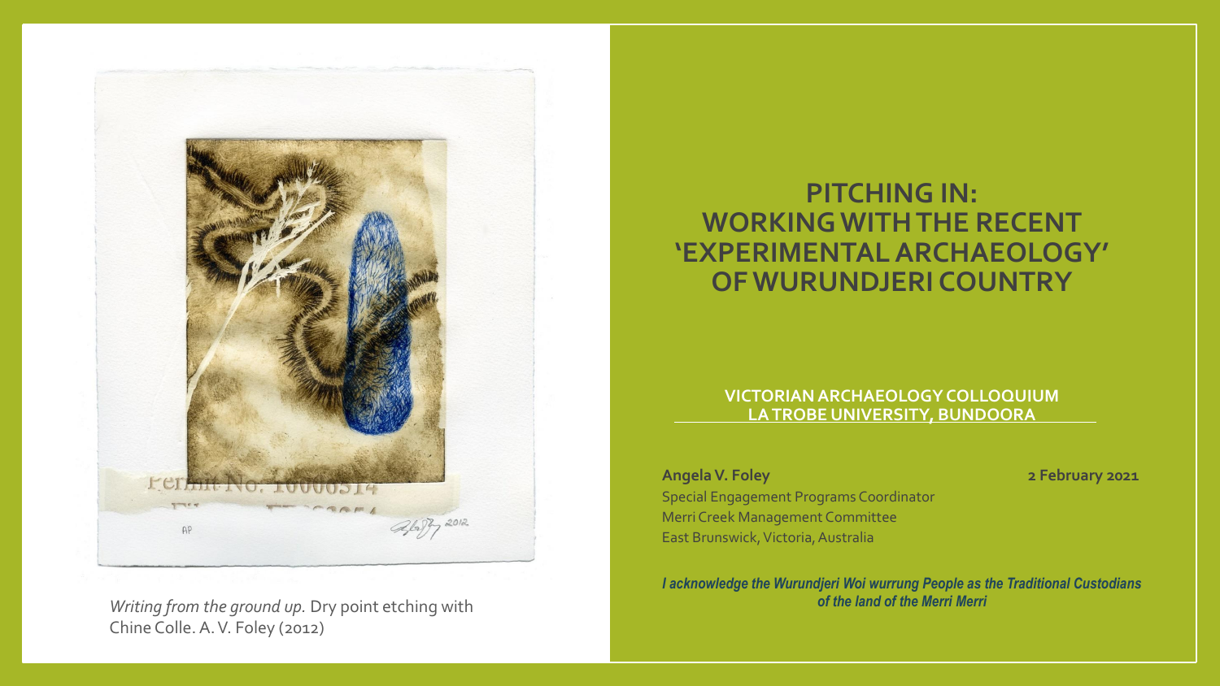*Writing from the ground up.* Dry point etching with Chine Colle. A. V. Foley (2012)

# PITCHING IN: WORKING WITH THE RECENT 'EXPERIMENTAL ARCHAEOLOGY' OF WURUNDJERI COUNTRY

**VICTORIAN ARCHAEOLOGY COLLOQUIUM**
**LA TROBE UNIVERSITY, BUNDOORA**

**Angela V. Foley** **2 February 2021**

Special Engagement Programs Coordinator
Merri Creek Management Committee
East Brunswick, Victoria, Australia

***I acknowledge the Wurundjeri Woi wurrung People as the Traditional Custodians of the land of the Merri Merri***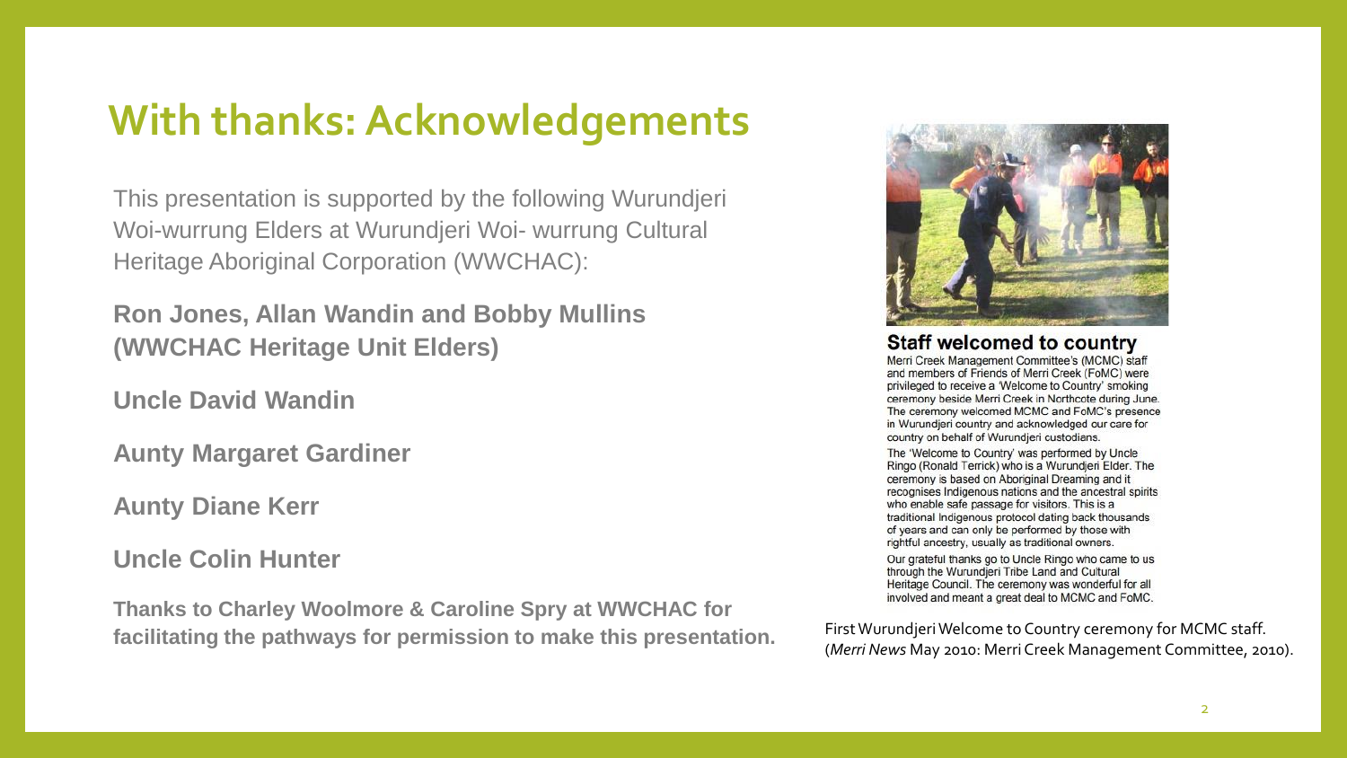# With thanks: Acknowledgements

This presentation is supported by the following Wurundjeri Woi-wurrung Elders at Wurundjeri Woi- wurrung Cultural Heritage Aboriginal Corporation (WWCHAC):

**Ron Jones, Allan Wandin and Bobby Mullins (WWCHAC Heritage Unit Elders)**

**Uncle David Wandin**

**Aunty Margaret Gardiner**

**Aunty Diane Kerr**

**Uncle Colin Hunter**

**Thanks to Charley Woolmore & Caroline Spry at WWCHAC for facilitating the pathways for permission to make this presentation.**

### Staff welcomed to country

Merri Creek Management Committee's (MCMC) staff and members of Friends of Merri Creek (FoMC) were privileged to receive a 'Welcome to Country' smoking ceremony beside Merri Creek in Northcote during June. The ceremony welcomed MCMC and FoMC's presence in Wurundjeri country and acknowledged our care for country on behalf of Wurundjeri custodians.

The 'Welcome to Country' was performed by Uncle Ringo (Ronald Terrick) who is a Wurundjeri Elder. The ceremony is based on Aboriginal Dreaming and it recognises Indigenous nations and the ancestral spirits who enable safe passage for visitors. This is a traditional Indigenous protocol dating back thousands of years and can only be performed by those with rightful ancestry, usually as traditional owners.

Our grateful thanks go to Uncle Ringo who came to us through the Wurundjeri Tribe Land and Cultural Heritage Council. The ceremony was wonderful for all involved and meant a great deal to MCMC and FoMC.

First Wurundjeri Welcome to Country ceremony for MCMC staff. (*Merri News* May 2010: Merri Creek Management Committee, 2010).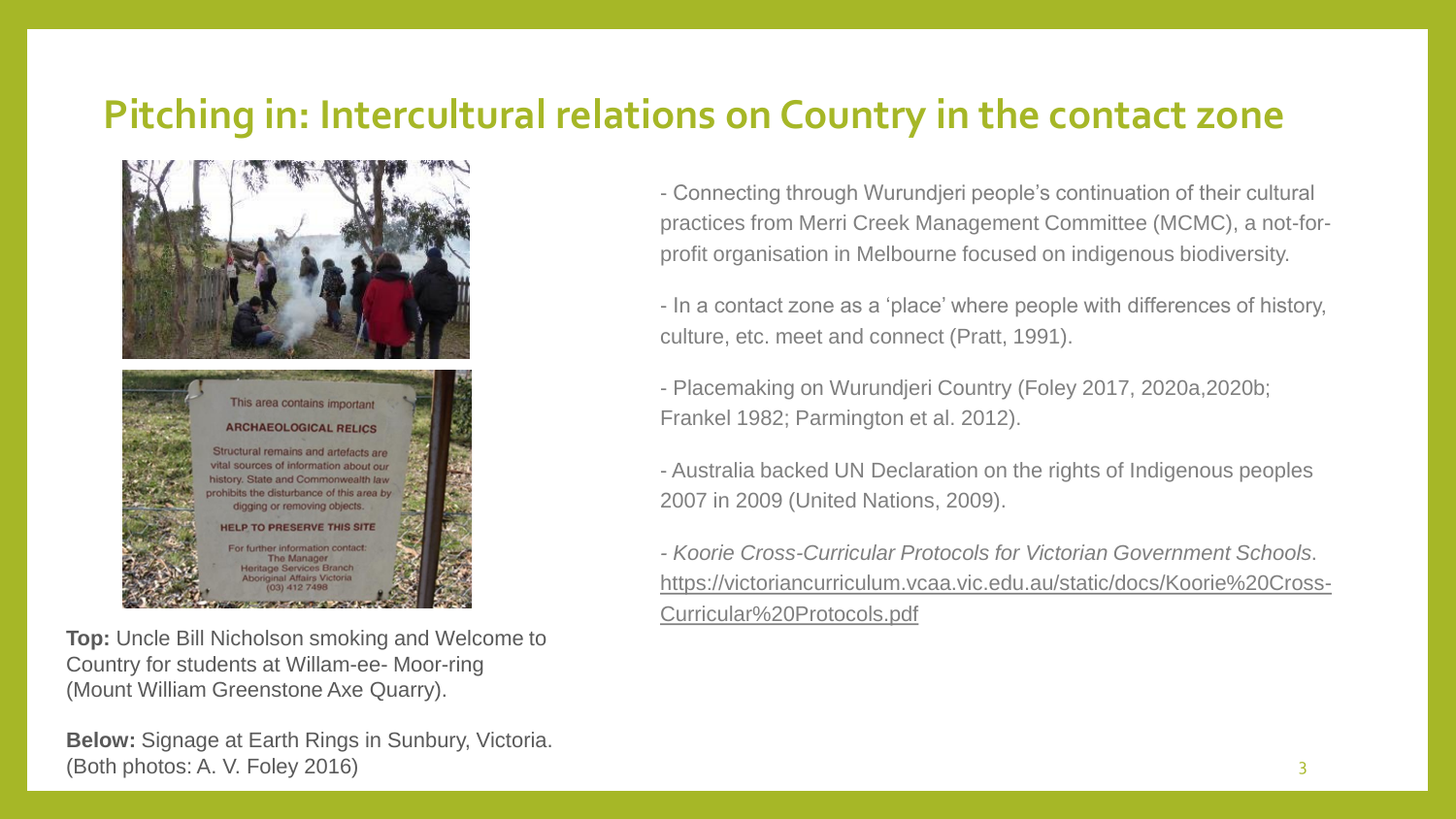# Pitching in: Intercultural relations on Country in the contact zone

**Top:** Uncle Bill Nicholson smoking and Welcome to Country for students at Willam-ee- Moor-ring (Mount William Greenstone Axe Quarry).

**Below:** Signage at Earth Rings in Sunbury, Victoria. (Both photos: A. V. Foley 2016)

- Connecting through Wurundjeri people's continuation of their cultural practices from Merri Creek Management Committee (MCMC), a not-for-profit organisation in Melbourne focused on indigenous biodiversity.

- In a contact zone as a 'place' where people with differences of history, culture, etc. meet and connect (Pratt, 1991).

- Placemaking on Wurundjeri Country (Foley 2017, 2020a,2020b; Frankel 1982; Parmington et al. 2012).

- Australia backed UN Declaration on the rights of Indigenous peoples 2007 in 2009 (United Nations, 2009).

- *Koorie Cross-Curricular Protocols for Victorian Government Schools*. https://victoriancurriculum.vcaa.vic.edu.au/static/docs/Koorie%20Cross-Curricular%20Protocols.pdf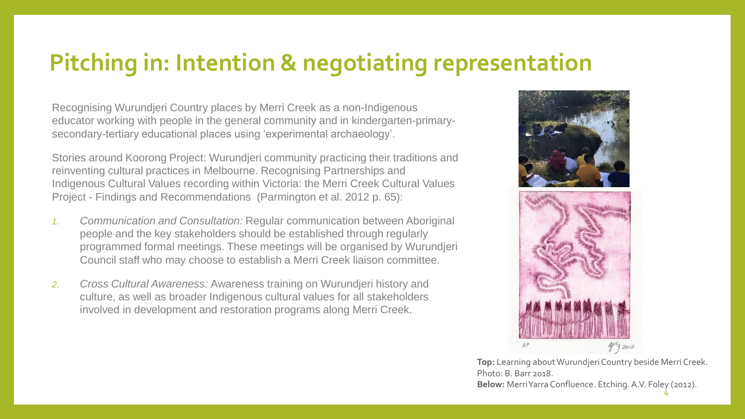# Pitching in: Intention & negotiating representation

Recognising Wurundjeri Country places by Merri Creek as a non-Indigenous educator working with people in the general community and in kindergarten-primary-secondary-tertiary educational places using 'experimental archaeology'.

Stories around Koorong Project: Wurundjeri community practicing their traditions and reinventing cultural practices in Melbourne. Recognising Partnerships and Indigenous Cultural Values recording within Victoria: the Merri Creek Cultural Values Project - Findings and Recommendations (Parmington et al. 2012 p. 65):

1. *Communication and Consultation:* Regular communication between Aboriginal people and the key stakeholders should be established through regularly programmed formal meetings. These meetings will be organised by Wurundjeri Council staff who may choose to establish a Merri Creek liaison committee.
2. *Cross Cultural Awareness:* Awareness training on Wurundjeri history and culture, as well as broader Indigenous cultural values for all stakeholders involved in development and restoration programs along Merri Creek.

**Top:** Learning about Wurundjeri Country beside Merri Creek. Photo: B. Barr 2018.
**Below:** Merri Yarra Confluence. Etching. A.V. Foley (2012).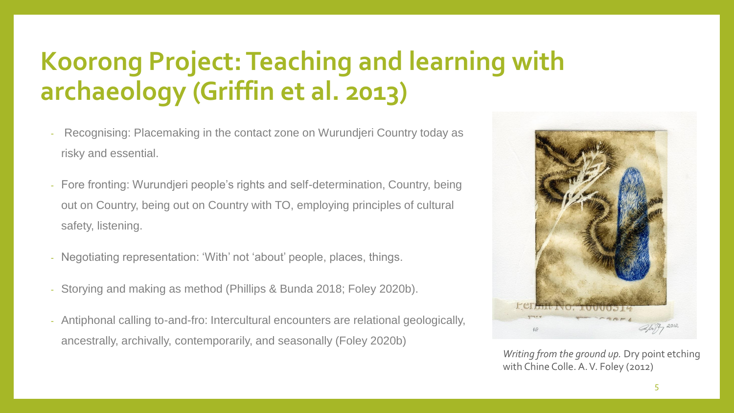# Koorong Project: Teaching and learning with archaeology (Griffin et al. 2013)

- Recognising: Placemaking in the contact zone on Wurundjeri Country today as risky and essential.
- Fore fronting: Wurundjeri people's rights and self-determination, Country, being out on Country, being out on Country with TO, employing principles of cultural safety, listening.
- Negotiating representation: 'With' not 'about' people, places, things.
- Storying and making as method (Phillips & Bunda 2018; Foley 2020b).
- Antiphonal calling to-and-fro: Intercultural encounters are relational geologically, ancestrally, archivally, contemporarily, and seasonally (Foley 2020b)

*Writing from the ground up.* Dry point etching with Chine Colle. A. V. Foley (2012)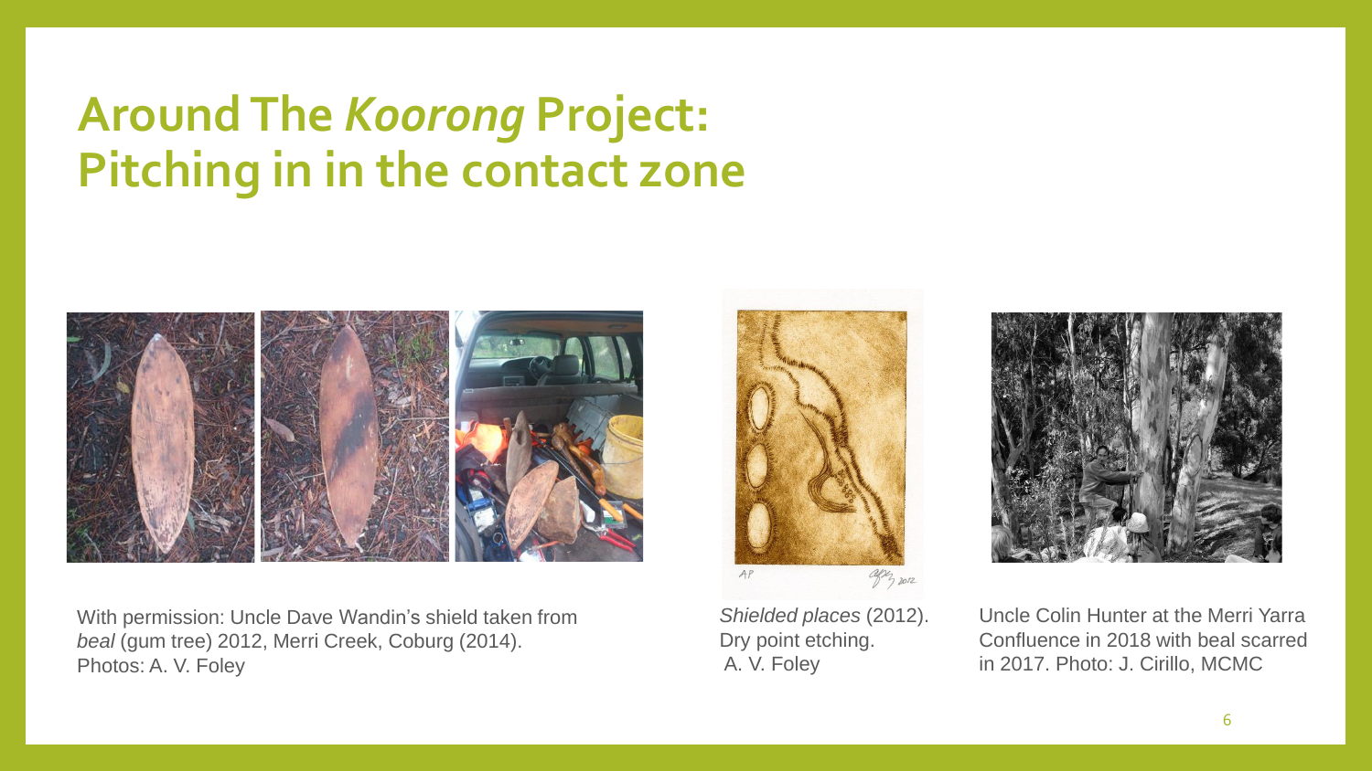# Around The *Koorong* Project: Pitching in in the contact zone

With permission: Uncle Dave Wandin's shield taken from *beal* (gum tree) 2012, Merri Creek, Coburg (2014). Photos: A. V. Foley

*Shielded places* (2012). Dry point etching. A. V. Foley

Uncle Colin Hunter at the Merri Yarra Confluence in 2018 with beal scarred in 2017. Photo: J. Cirillo, MCMC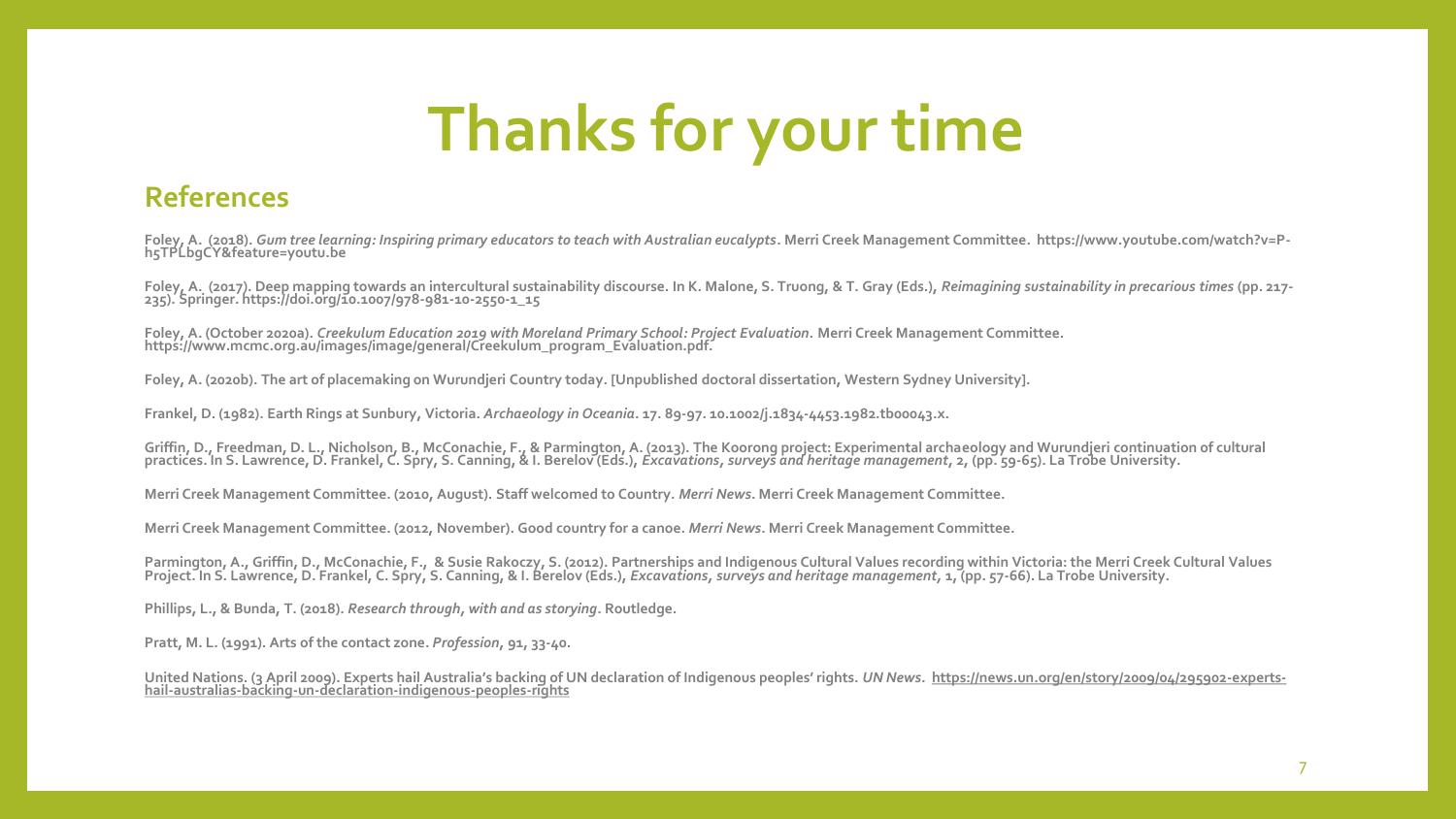# Thanks for your time

## References

Foley, A. (2018). *Gum tree learning: Inspiring primary educators to teach with Australian eucalypts*. Merri Creek Management Committee. https://www.youtube.com/watch?v=P-h5TPLbgCY&feature=youtu.be

Foley, A. (2017). Deep mapping towards an intercultural sustainability discourse. In K. Malone, S. Truong, & T. Gray (Eds.), *Reimagining sustainability in precarious times* (pp. 217-235). Springer. https://doi.org/10.1007/978-981-10-2550-1_15

Foley, A. (October 2020a). *Creekulum Education 2019 with Moreland Primary School: Project Evaluation*. Merri Creek Management Committee. https://www.mcmc.org.au/images/image/general/Creekulum_program_Evaluation.pdf.

Foley, A. (2020b). The art of placemaking on Wurundjeri Country today. [Unpublished doctoral dissertation, Western Sydney University].

Frankel, D. (1982). Earth Rings at Sunbury, Victoria. *Archaeology in Oceania*. 17. 89-97. 10.1002/j.1834-4453.1982.tb00043.x.

Griffin, D., Freedman, D. L., Nicholson, B., McConachie, F., & Parmington, A. (2013). The Koorong project: Experimental archaeology and Wurundjeri continuation of cultural practices. In S. Lawrence, D. Frankel, C. Spry, S. Canning, & I. Berelov (Eds.), *Excavations, surveys and heritage management*, *2*, (pp. 59-65). La Trobe University.

Merri Creek Management Committee. (2010, August). Staff welcomed to Country. *Merri News*. Merri Creek Management Committee.

Merri Creek Management Committee. (2012, November). Good country for a canoe. *Merri News*. Merri Creek Management Committee.

Parmington, A., Griffin, D., McConachie, F., & Susie Rakoczy, S. (2012). Partnerships and Indigenous Cultural Values recording within Victoria: the Merri Creek Cultural Values Project. In S. Lawrence, D. Frankel, C. Spry, S. Canning, & I. Berelov (Eds.), *Excavations, surveys and heritage management*, *1*, (pp. 57-66). La Trobe University.

Phillips, L., & Bunda, T. (2018). *Research through, with and as storying*. Routledge.

Pratt, M. L. (1991). Arts of the contact zone. *Profession*, 91, 33-40.

United Nations. (3 April 2009). Experts hail Australia's backing of UN declaration of Indigenous peoples' rights. *UN News*. https://news.un.org/en/story/2009/04/295902-experts-hail-australias-backing-un-declaration-indigenous-peoples-rights